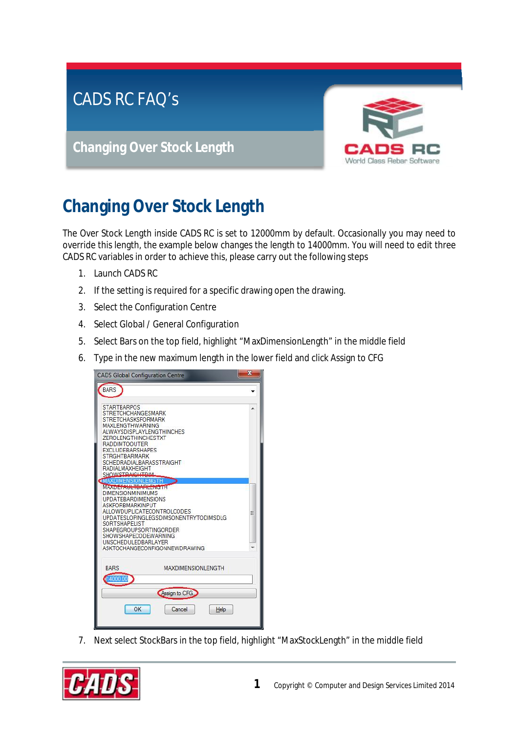# CADS RC FAQ's

## Changing Over Stock Length

# Changing Over Stock Length

The Over Stock Length inside CADS RC is set to 12000mm by default. Occasionally you may need to override this length, the example below changes the length to 14000mm. You will need to edit three CADS RC variables in order to achieve this, please carry out the following steps

1. Launch CADS RC
2. If the setting is required for a specific drawing open the drawing.
3. Select the Configuration Centre
4. Select Global / General Configuration
5. Select Bars on the top field, highlight "MaxDimensionLength" in the middle field
6. Type in the new maximum length in the lower field and click Assign to CFG

7. Next select StockBars in the top field, highlight "MaxStockLength" in the middle field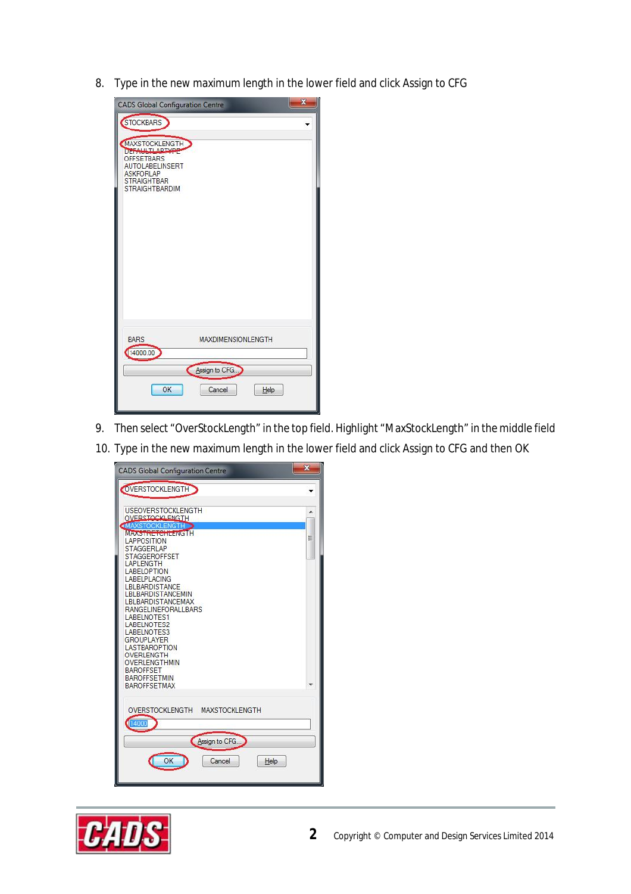8. Type in the new maximum length in the lower field and click Assign to CFG

CADS Global Configuration Centre

STOCKBARS

MAXSTOCKLENGTH
DEFAULTLAPTYPE
OFFSETBARS
AUTOLABELINSERT
ASKFORLAP
STRAIGHTBAR
STRAIGHTBARDIM

BARS MAXDIMENSIONLENGTH

14000.00

Assign to CFG...

OK Cancel Help

9. Then select "OverStockLength" in the top field. Highlight "MaxStockLength" in the middle field
10. Type in the new maximum length in the lower field and click Assign to CFG and then OK

CADS Global Configuration Centre

OVERSTOCKLENGTH

USEOVERSTOCKLENGTH
OVERSTOCKLENGTH
MAXSTOCKLENGTH
MAXSTRETCHLENGTH
LAPPOSITION
STAGGERLAP
STAGGEROFFSET
LAPLENGTH
LABELOPTION
LABELPLACING
LBLBARDISTANCE
LBLBARDISTANCEMIN
LBLBARDISTANCEMAX
RANGELINEFORALLBARS
LABELNOTES1
LABELNOTES2
LABELNOTES3
GROUPLAYER
LASTBAROPTION
OVERLENGTH
OVERLENGTHMIN
BAROFFSET
BAROFFSETMIN
BAROFFSETMAX

OVERSTOCKLENGTH MAXSTOCKLENGTH

14000

Assign to CFG...

OK Cancel Help

Copyright © Computer and Design Services Limited 2014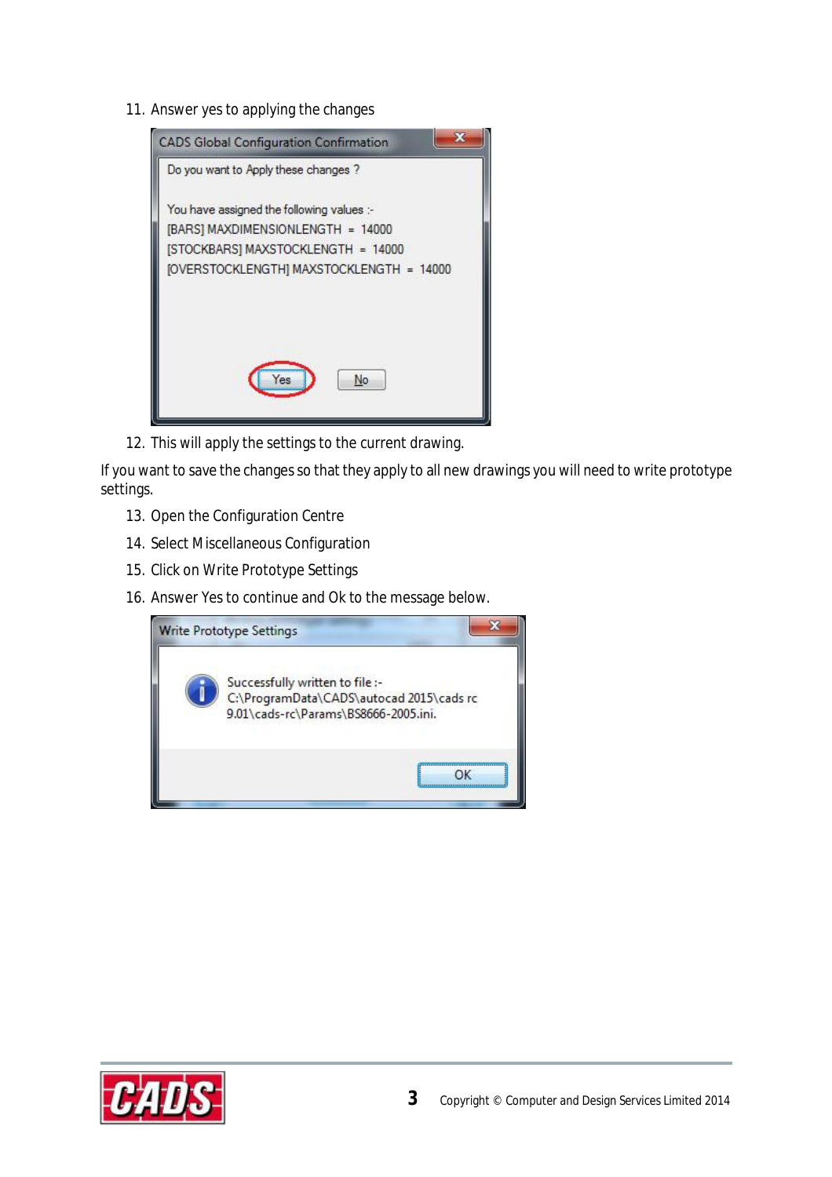11. Answer yes to applying the changes

12. This will apply the settings to the current drawing.

If you want to save the changes so that they apply to all new drawings you will need to write prototype settings.

13. Open the Configuration Centre
14. Select Miscellaneous Configuration
15. Click on Write Prototype Settings
16. Answer Yes to continue and Ok to the message below.